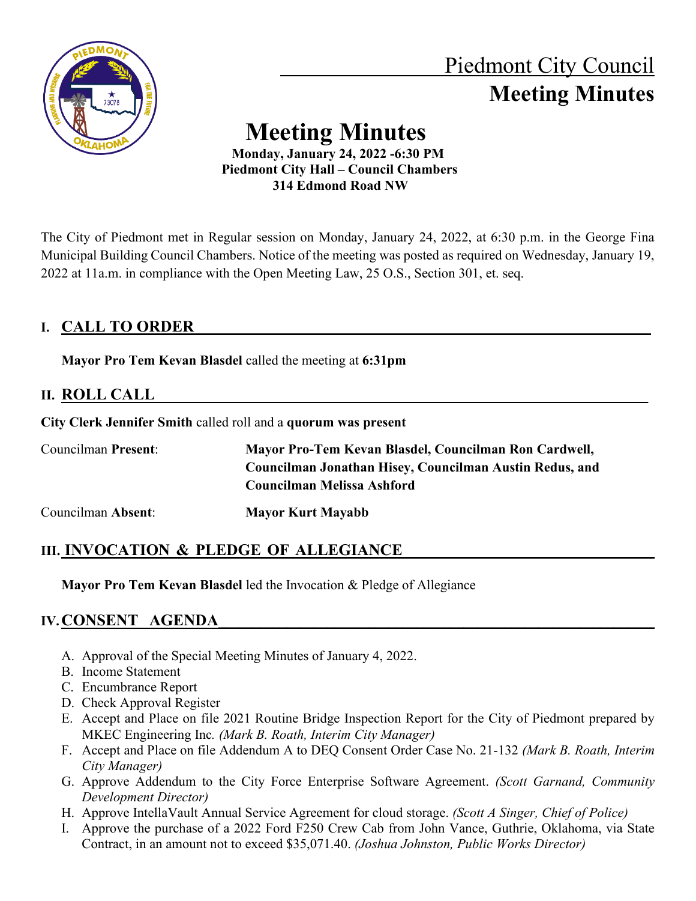# Piedmont City Council

## Meeting Minutes

# Meeting Minutes

**Monday, January 24, 2022 -6:30 PM**
**Piedmont City Hall – Council Chambers**
**314 Edmond Road NW**

The City of Piedmont met in Regular session on Monday, January 24, 2022, at 6:30 p.m. in the George Fina Municipal Building Council Chambers. Notice of the meeting was posted as required on Wednesday, January 19, 2022 at 11a.m. in compliance with the Open Meeting Law, 25 O.S., Section 301, et. seq.

## I. CALL TO ORDER

**Mayor Pro Tem Kevan Blasdel** called the meeting at **6:31pm**

## II. ROLL CALL

**City Clerk Jennifer Smith** called roll and a **quorum was present**

Councilman **Present**: **Mayor Pro-Tem Kevan Blasdel, Councilman Ron Cardwell, Councilman Jonathan Hisey, Councilman Austin Redus, and Councilman Melissa Ashford**

Councilman **Absent**: **Mayor Kurt Mayabb**

## III. INVOCATION & PLEDGE OF ALLEGIANCE

**Mayor Pro Tem Kevan Blasdel** led the Invocation & Pledge of Allegiance

## IV. CONSENT AGENDA

A. Approval of the Special Meeting Minutes of January 4, 2022.
B. Income Statement
C. Encumbrance Report
D. Check Approval Register
E. Accept and Place on file 2021 Routine Bridge Inspection Report for the City of Piedmont prepared by MKEC Engineering Inc. *(Mark B. Roath, Interim City Manager)*
F. Accept and Place on file Addendum A to DEQ Consent Order Case No. 21-132 *(Mark B. Roath, Interim City Manager)*
G. Approve Addendum to the City Force Enterprise Software Agreement. *(Scott Garnand, Community Development Director)*
H. Approve IntellaVault Annual Service Agreement for cloud storage. *(Scott A Singer, Chief of Police)*
I. Approve the purchase of a 2022 Ford F250 Crew Cab from John Vance, Guthrie, Oklahoma, via State Contract, in an amount not to exceed $35,071.40. *(Joshua Johnston, Public Works Director)*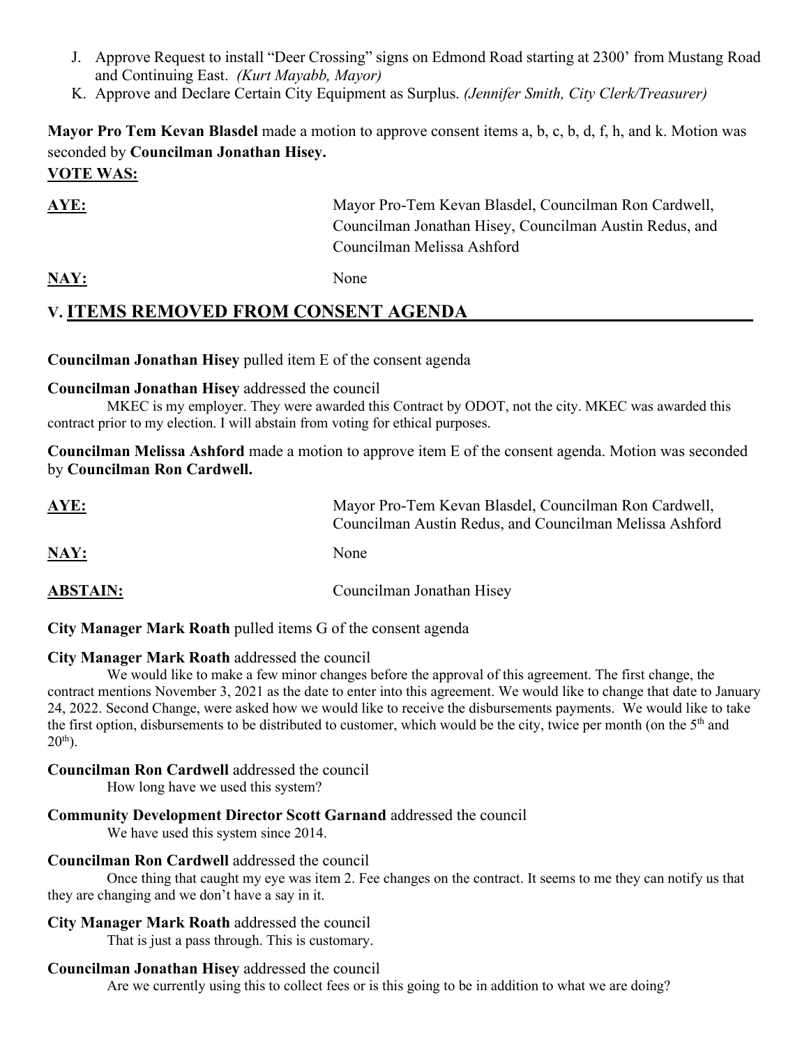J. Approve Request to install "Deer Crossing" signs on Edmond Road starting at 2300' from Mustang Road and Continuing East. *(Kurt Mayabb, Mayor)*
K. Approve and Declare Certain City Equipment as Surplus. *(Jennifer Smith, City Clerk/Treasurer)*

**Mayor Pro Tem Kevan Blasdel** made a motion to approve consent items a, b, c, b, d, f, h, and k. Motion was seconded by **Councilman Jonathan Hisey.**

**VOTE WAS:**

| | |
|---|---|
| **AYE:** | Mayor Pro-Tem Kevan Blasdel, Councilman Ron Cardwell, Councilman Jonathan Hisey, Councilman Austin Redus, and Councilman Melissa Ashford |
| **NAY:** | None |

## V. ITEMS REMOVED FROM CONSENT AGENDA

**Councilman Jonathan Hisey** pulled item E of the consent agenda

**Councilman Jonathan Hisey** addressed the council

MKEC is my employer. They were awarded this Contract by ODOT, not the city. MKEC was awarded this contract prior to my election. I will abstain from voting for ethical purposes.

**Councilman Melissa Ashford** made a motion to approve item E of the consent agenda. Motion was seconded by **Councilman Ron Cardwell.**

| | |
|---|---|
| **AYE:** | Mayor Pro-Tem Kevan Blasdel, Councilman Ron Cardwell, Councilman Austin Redus, and Councilman Melissa Ashford |
| **NAY:** | None |
| **ABSTAIN:** | Councilman Jonathan Hisey |

**City Manager Mark Roath** pulled items G of the consent agenda

**City Manager Mark Roath** addressed the council

We would like to make a few minor changes before the approval of this agreement. The first change, the contract mentions November 3, 2021 as the date to enter into this agreement. We would like to change that date to January 24, 2022. Second Change, were asked how we would like to receive the disbursements payments. We would like to take the first option, disbursements to be distributed to customer, which would be the city, twice per month (on the 5th and 20th).

**Councilman Ron Cardwell** addressed the council

How long have we used this system?

**Community Development Director Scott Garnand** addressed the council

We have used this system since 2014.

**Councilman Ron Cardwell** addressed the council

Once thing that caught my eye was item 2. Fee changes on the contract. It seems to me they can notify us that they are changing and we don't have a say in it.

**City Manager Mark Roath** addressed the council

That is just a pass through. This is customary.

**Councilman Jonathan Hisey** addressed the council

Are we currently using this to collect fees or is this going to be in addition to what we are doing?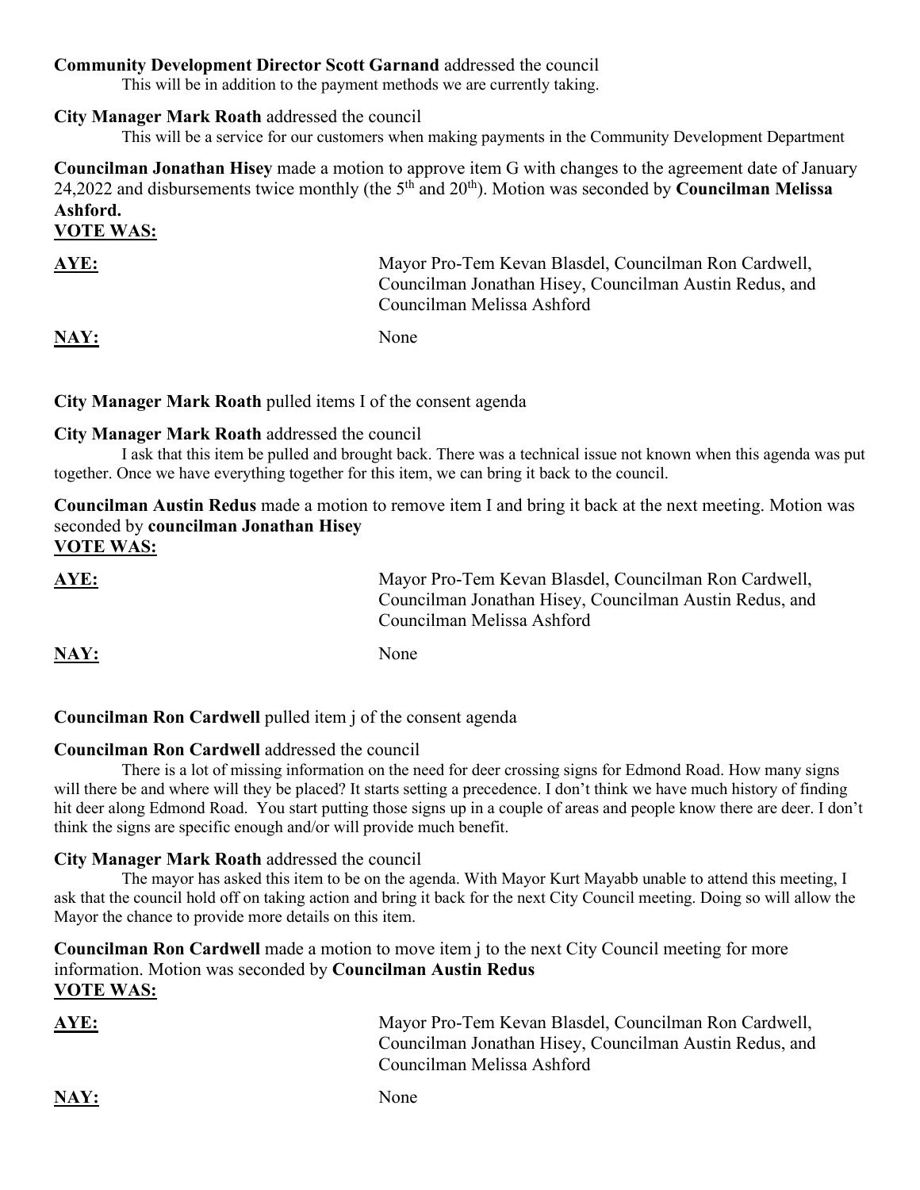**Community Development Director Scott Garnand** addressed the council

This will be in addition to the payment methods we are currently taking.

**City Manager Mark Roath** addressed the council

This will be a service for our customers when making payments in the Community Development Department

**Councilman Jonathan Hisey** made a motion to approve item G with changes to the agreement date of January 24,2022 and disbursements twice monthly (the 5th and 20th). Motion was seconded by **Councilman Melissa Ashford.**

**VOTE WAS:**

| | |
|---|---|
| **AYE:** | Mayor Pro-Tem Kevan Blasdel, Councilman Ron Cardwell, Councilman Jonathan Hisey, Councilman Austin Redus, and Councilman Melissa Ashford |
| **NAY:** | None |

**City Manager Mark Roath** pulled items I of the consent agenda

**City Manager Mark Roath** addressed the council

I ask that this item be pulled and brought back. There was a technical issue not known when this agenda was put together. Once we have everything together for this item, we can bring it back to the council.

**Councilman Austin Redus** made a motion to remove item I and bring it back at the next meeting. Motion was seconded by **councilman Jonathan Hisey**

**VOTE WAS:**

| | |
|---|---|
| **AYE:** | Mayor Pro-Tem Kevan Blasdel, Councilman Ron Cardwell, Councilman Jonathan Hisey, Councilman Austin Redus, and Councilman Melissa Ashford |
| **NAY:** | None |

**Councilman Ron Cardwell** pulled item j of the consent agenda

**Councilman Ron Cardwell** addressed the council

There is a lot of missing information on the need for deer crossing signs for Edmond Road. How many signs will there be and where will they be placed? It starts setting a precedence. I don't think we have much history of finding hit deer along Edmond Road. You start putting those signs up in a couple of areas and people know there are deer. I don't think the signs are specific enough and/or will provide much benefit.

**City Manager Mark Roath** addressed the council

The mayor has asked this item to be on the agenda. With Mayor Kurt Mayabb unable to attend this meeting, I ask that the council hold off on taking action and bring it back for the next City Council meeting. Doing so will allow the Mayor the chance to provide more details on this item.

**Councilman Ron Cardwell** made a motion to move item j to the next City Council meeting for more information. Motion was seconded by **Councilman Austin Redus**

**VOTE WAS:**

| | |
|---|---|
| **AYE:** | Mayor Pro-Tem Kevan Blasdel, Councilman Ron Cardwell, Councilman Jonathan Hisey, Councilman Austin Redus, and Councilman Melissa Ashford |
| **NAY:** | None |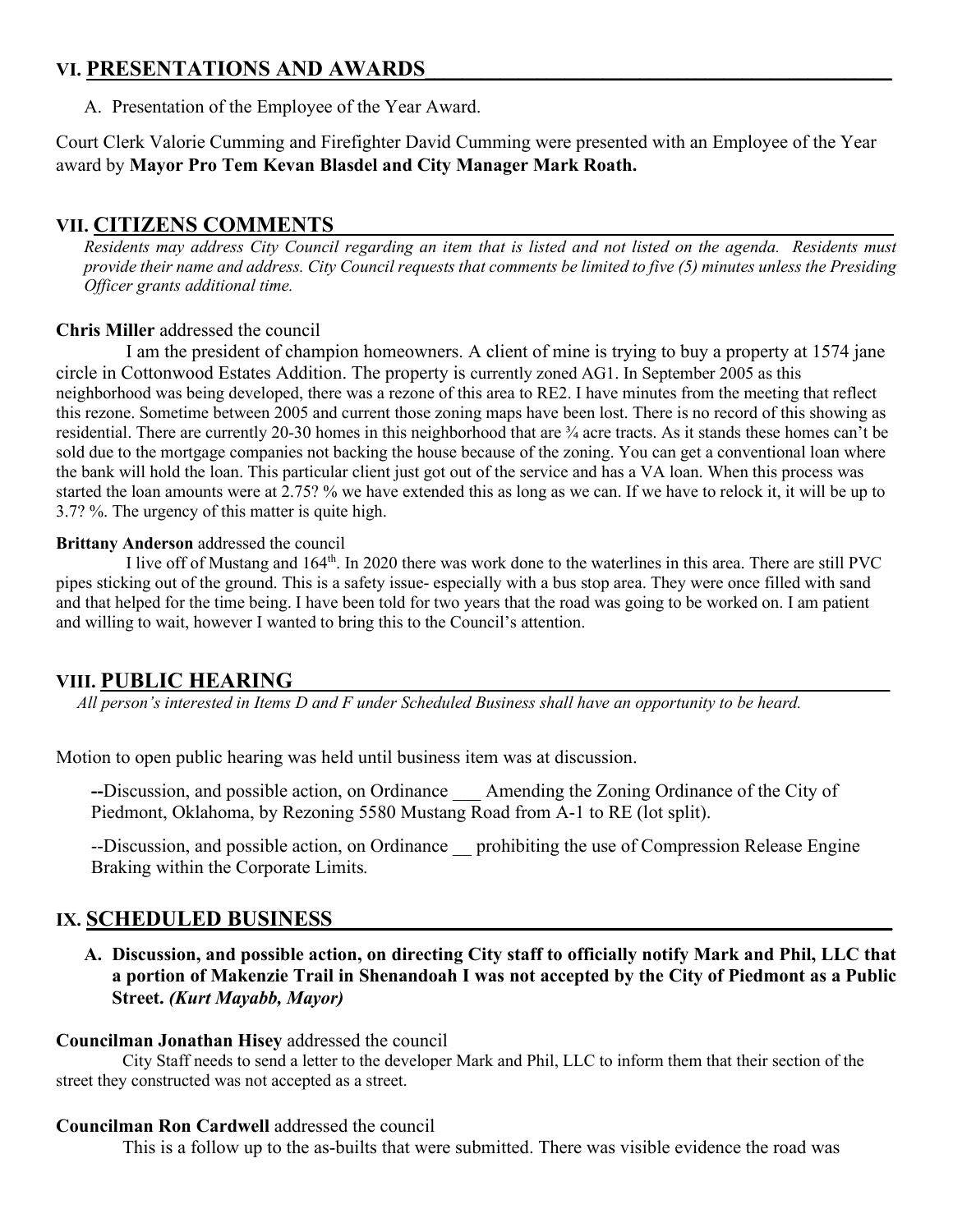## VI. PRESENTATIONS AND AWARDS

A. Presentation of the Employee of the Year Award.

Court Clerk Valorie Cumming and Firefighter David Cumming were presented with an Employee of the Year award by **Mayor Pro Tem Kevan Blasdel and City Manager Mark Roath.**

## VII. CITIZENS COMMENTS

*Residents may address City Council regarding an item that is listed and not listed on the agenda. Residents must provide their name and address. City Council requests that comments be limited to five (5) minutes unless the Presiding Officer grants additional time.*

**Chris Miller** addressed the council

I am the president of champion homeowners. A client of mine is trying to buy a property at 1574 jane circle in Cottonwood Estates Addition. The property is currently zoned AG1. In September 2005 as this neighborhood was being developed, there was a rezone of this area to RE2. I have minutes from the meeting that reflect this rezone. Sometime between 2005 and current those zoning maps have been lost. There is no record of this showing as residential. There are currently 20-30 homes in this neighborhood that are ¾ acre tracts. As it stands these homes can't be sold due to the mortgage companies not backing the house because of the zoning. You can get a conventional loan where the bank will hold the loan. This particular client just got out of the service and has a VA loan. When this process was started the loan amounts were at 2.75? % we have extended this as long as we can. If we have to relock it, it will be up to 3.7? %. The urgency of this matter is quite high.

**Brittany Anderson** addressed the council

I live off of Mustang and 164th. In 2020 there was work done to the waterlines in this area. There are still PVC pipes sticking out of the ground. This is a safety issue- especially with a bus stop area. They were once filled with sand and that helped for the time being. I have been told for two years that the road was going to be worked on. I am patient and willing to wait, however I wanted to bring this to the Council's attention.

## VIII. PUBLIC HEARING

*All person's interested in Items D and F under Scheduled Business shall have an opportunity to be heard.*

Motion to open public hearing was held until business item was at discussion.

**--**Discussion, and possible action, on Ordinance ___ Amending the Zoning Ordinance of the City of Piedmont, Oklahoma, by Rezoning 5580 Mustang Road from A-1 to RE (lot split).

--Discussion, and possible action, on Ordinance __ prohibiting the use of Compression Release Engine Braking within the Corporate Limits*.*

## IX. SCHEDULED BUSINESS

**A. Discussion, and possible action, on directing City staff to officially notify Mark and Phil, LLC that a portion of Makenzie Trail in Shenandoah I was not accepted by the City of Piedmont as a Public Street.** ***(Kurt Mayabb, Mayor)***

**Councilman Jonathan Hisey** addressed the council

City Staff needs to send a letter to the developer Mark and Phil, LLC to inform them that their section of the street they constructed was not accepted as a street.

**Councilman Ron Cardwell** addressed the council

This is a follow up to the as-builts that were submitted. There was visible evidence the road was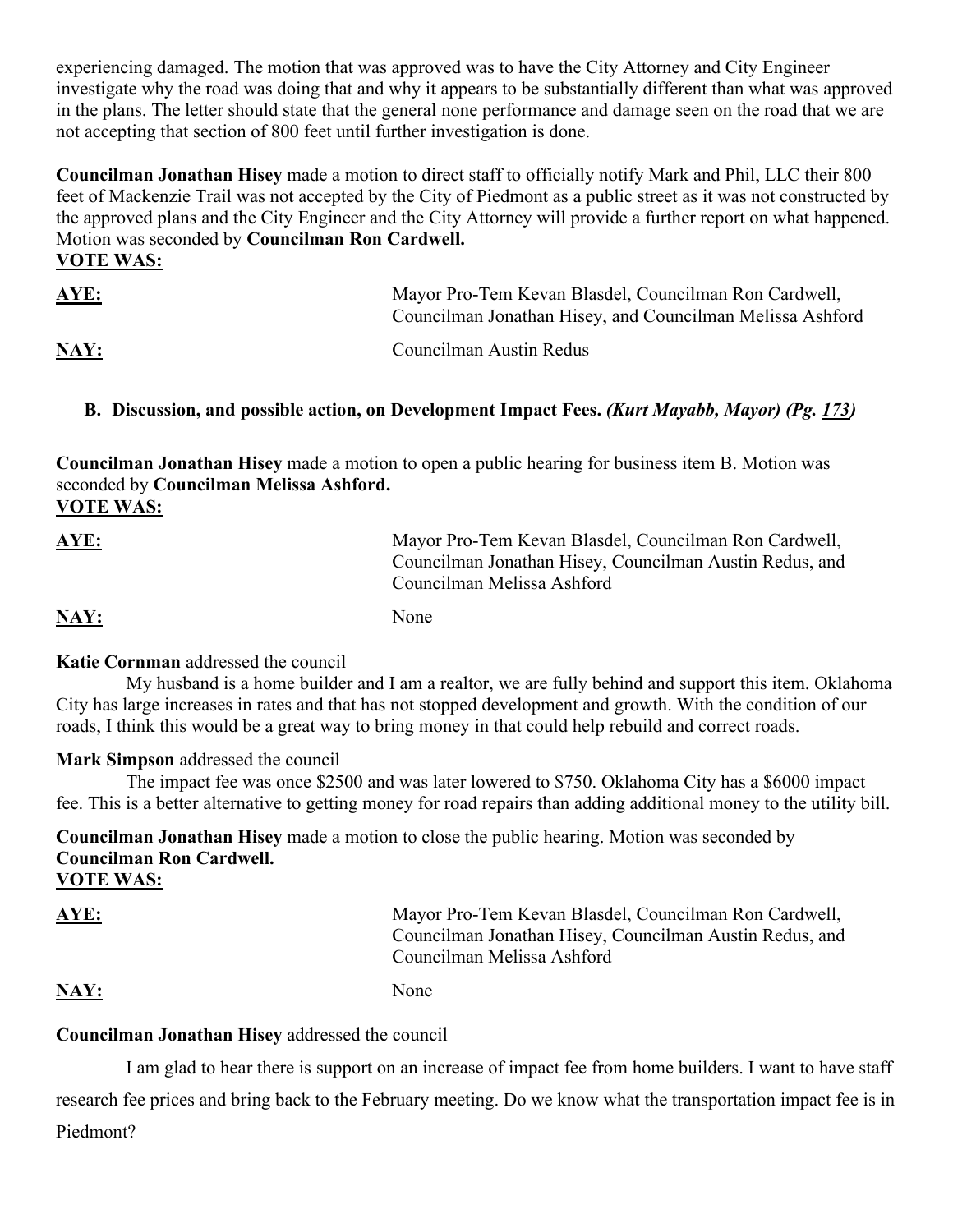experiencing damaged. The motion that was approved was to have the City Attorney and City Engineer investigate why the road was doing that and why it appears to be substantially different than what was approved in the plans. The letter should state that the general none performance and damage seen on the road that we are not accepting that section of 800 feet until further investigation is done.

**Councilman Jonathan Hisey** made a motion to direct staff to officially notify Mark and Phil, LLC their 800 feet of Mackenzie Trail was not accepted by the City of Piedmont as a public street as it was not constructed by the approved plans and the City Engineer and the City Attorney will provide a further report on what happened. Motion was seconded by **Councilman Ron Cardwell.**

**VOTE WAS:**

| | |
|---|---|
| **AYE:** | Mayor Pro-Tem Kevan Blasdel, Councilman Ron Cardwell, Councilman Jonathan Hisey, and Councilman Melissa Ashford |
| **NAY:** | Councilman Austin Redus |

**B. Discussion, and possible action, on Development Impact Fees.** ***(Kurt Mayabb, Mayor) (Pg. 173)***

**Councilman Jonathan Hisey** made a motion to open a public hearing for business item B. Motion was seconded by **Councilman Melissa Ashford.**

**VOTE WAS:**

| | |
|---|---|
| **AYE:** | Mayor Pro-Tem Kevan Blasdel, Councilman Ron Cardwell, Councilman Jonathan Hisey, Councilman Austin Redus, and Councilman Melissa Ashford |
| **NAY:** | None |

**Katie Cornman** addressed the council

My husband is a home builder and I am a realtor, we are fully behind and support this item. Oklahoma City has large increases in rates and that has not stopped development and growth. With the condition of our roads, I think this would be a great way to bring money in that could help rebuild and correct roads.

**Mark Simpson** addressed the council

The impact fee was once $2500 and was later lowered to $750. Oklahoma City has a $6000 impact fee. This is a better alternative to getting money for road repairs than adding additional money to the utility bill.

**Councilman Jonathan Hisey** made a motion to close the public hearing. Motion was seconded by **Councilman Ron Cardwell.**

**VOTE WAS:**

| | |
|---|---|
| **AYE:** | Mayor Pro-Tem Kevan Blasdel, Councilman Ron Cardwell, Councilman Jonathan Hisey, Councilman Austin Redus, and Councilman Melissa Ashford |
| **NAY:** | None |

**Councilman Jonathan Hisey** addressed the council

I am glad to hear there is support on an increase of impact fee from home builders. I want to have staff research fee prices and bring back to the February meeting. Do we know what the transportation impact fee is in Piedmont?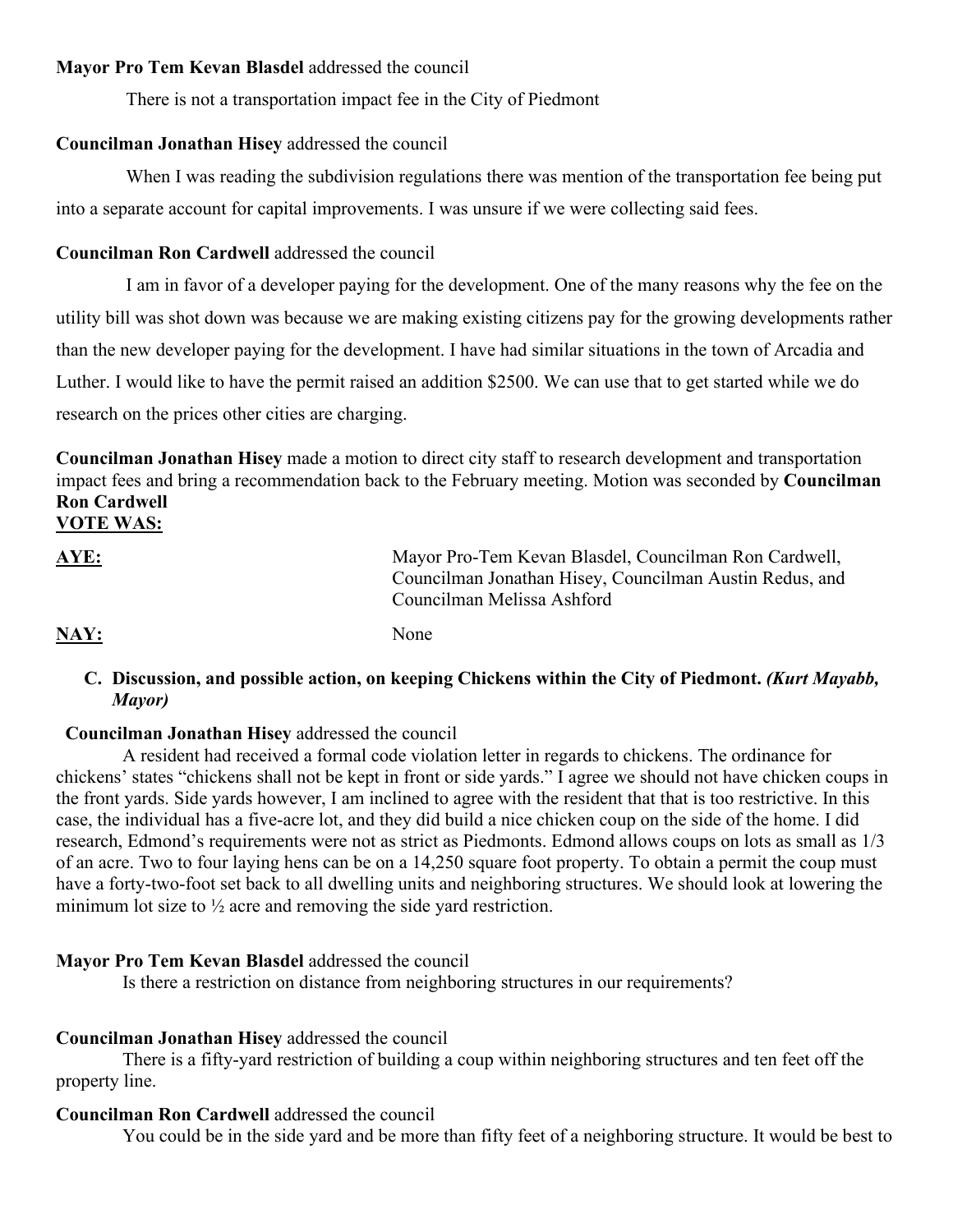**Mayor Pro Tem Kevan Blasdel** addressed the council

There is not a transportation impact fee in the City of Piedmont

**Councilman Jonathan Hisey** addressed the council

When I was reading the subdivision regulations there was mention of the transportation fee being put into a separate account for capital improvements. I was unsure if we were collecting said fees.

**Councilman Ron Cardwell** addressed the council

I am in favor of a developer paying for the development. One of the many reasons why the fee on the utility bill was shot down was because we are making existing citizens pay for the growing developments rather than the new developer paying for the development. I have had similar situations in the town of Arcadia and Luther. I would like to have the permit raised an addition $2500. We can use that to get started while we do research on the prices other cities are charging.

**Councilman Jonathan Hisey** made a motion to direct city staff to research development and transportation impact fees and bring a recommendation back to the February meeting. Motion was seconded by **Councilman Ron Cardwell**

**VOTE WAS:**

**AYE:** Mayor Pro-Tem Kevan Blasdel, Councilman Ron Cardwell, Councilman Jonathan Hisey, Councilman Austin Redus, and Councilman Melissa Ashford

**NAY:** None

**C. Discussion, and possible action, on keeping Chickens within the City of Piedmont.** ***(Kurt Mayabb, Mayor)***

**Councilman Jonathan Hisey** addressed the council

A resident had received a formal code violation letter in regards to chickens. The ordinance for chickens' states "chickens shall not be kept in front or side yards." I agree we should not have chicken coups in the front yards. Side yards however, I am inclined to agree with the resident that that is too restrictive. In this case, the individual has a five-acre lot, and they did build a nice chicken coup on the side of the home. I did research, Edmond's requirements were not as strict as Piedmonts. Edmond allows coups on lots as small as 1/3 of an acre. Two to four laying hens can be on a 14,250 square foot property. To obtain a permit the coup must have a forty-two-foot set back to all dwelling units and neighboring structures. We should look at lowering the minimum lot size to ½ acre and removing the side yard restriction.

**Mayor Pro Tem Kevan Blasdel** addressed the council

Is there a restriction on distance from neighboring structures in our requirements?

**Councilman Jonathan Hisey** addressed the council

There is a fifty-yard restriction of building a coup within neighboring structures and ten feet off the property line.

**Councilman Ron Cardwell** addressed the council

You could be in the side yard and be more than fifty feet of a neighboring structure. It would be best to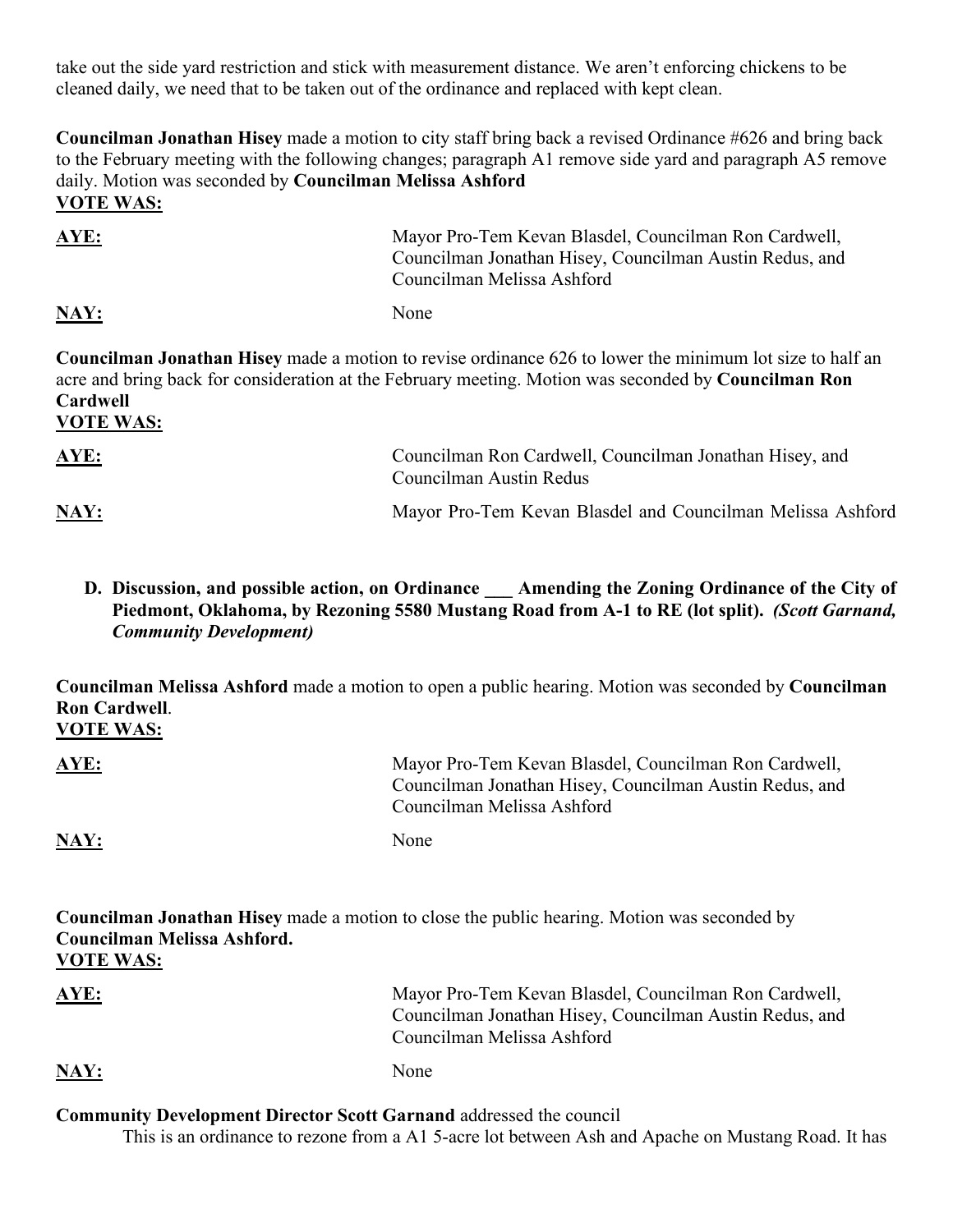take out the side yard restriction and stick with measurement distance. We aren't enforcing chickens to be cleaned daily, we need that to be taken out of the ordinance and replaced with kept clean.

**Councilman Jonathan Hisey** made a motion to city staff bring back a revised Ordinance #626 and bring back to the February meeting with the following changes; paragraph A1 remove side yard and paragraph A5 remove daily. Motion was seconded by **Councilman Melissa Ashford**

**VOTE WAS:**

**AYE:** Mayor Pro-Tem Kevan Blasdel, Councilman Ron Cardwell, Councilman Jonathan Hisey, Councilman Austin Redus, and Councilman Melissa Ashford

**NAY:** None

**Councilman Jonathan Hisey** made a motion to revise ordinance 626 to lower the minimum lot size to half an acre and bring back for consideration at the February meeting. Motion was seconded by **Councilman Ron Cardwell**

**VOTE WAS:**

**AYE:** Councilman Ron Cardwell, Councilman Jonathan Hisey, and Councilman Austin Redus

**NAY:** Mayor Pro-Tem Kevan Blasdel and Councilman Melissa Ashford

**D. Discussion, and possible action, on Ordinance ___ Amending the Zoning Ordinance of the City of Piedmont, Oklahoma, by Rezoning 5580 Mustang Road from A-1 to RE (lot split).** ***(Scott Garnand, Community Development)***

**Councilman Melissa Ashford** made a motion to open a public hearing. Motion was seconded by **Councilman Ron Cardwell**.

**VOTE WAS:**

**AYE:** Mayor Pro-Tem Kevan Blasdel, Councilman Ron Cardwell, Councilman Jonathan Hisey, Councilman Austin Redus, and Councilman Melissa Ashford

**NAY:** None

**Councilman Jonathan Hisey** made a motion to close the public hearing. Motion was seconded by **Councilman Melissa Ashford.**

**VOTE WAS:**

**AYE:** Mayor Pro-Tem Kevan Blasdel, Councilman Ron Cardwell, Councilman Jonathan Hisey, Councilman Austin Redus, and Councilman Melissa Ashford

**NAY:** None

**Community Development Director Scott Garnand** addressed the council

This is an ordinance to rezone from a A1 5-acre lot between Ash and Apache on Mustang Road. It has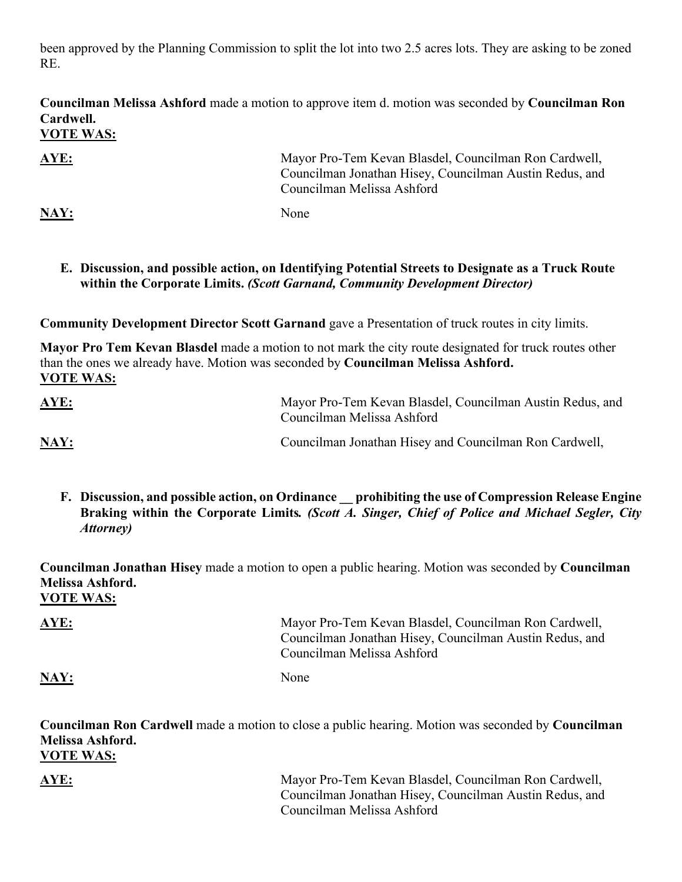been approved by the Planning Commission to split the lot into two 2.5 acres lots. They are asking to be zoned RE.

**Councilman Melissa Ashford** made a motion to approve item d. motion was seconded by **Councilman Ron Cardwell.**

**VOTE WAS:**

**AYE:** Mayor Pro-Tem Kevan Blasdel, Councilman Ron Cardwell, Councilman Jonathan Hisey, Councilman Austin Redus, and Councilman Melissa Ashford

**NAY:** None

**E. Discussion, and possible action, on Identifying Potential Streets to Designate as a Truck Route within the Corporate Limits.** ***(Scott Garnand, Community Development Director)***

**Community Development Director Scott Garnand** gave a Presentation of truck routes in city limits.

**Mayor Pro Tem Kevan Blasdel** made a motion to not mark the city route designated for truck routes other than the ones we already have. Motion was seconded by **Councilman Melissa Ashford.**

**VOTE WAS:**

**AYE:** Mayor Pro-Tem Kevan Blasdel, Councilman Austin Redus, and Councilman Melissa Ashford

**NAY:** Councilman Jonathan Hisey and Councilman Ron Cardwell,

**F. Discussion, and possible action, on Ordinance __ prohibiting the use of Compression Release Engine Braking within the Corporate Limits.** ***(Scott A. Singer, Chief of Police and Michael Segler, City Attorney)***

**Councilman Jonathan Hisey** made a motion to open a public hearing. Motion was seconded by **Councilman Melissa Ashford.**

**VOTE WAS:**

**AYE:** Mayor Pro-Tem Kevan Blasdel, Councilman Ron Cardwell, Councilman Jonathan Hisey, Councilman Austin Redus, and Councilman Melissa Ashford

**NAY:** None

**Councilman Ron Cardwell** made a motion to close a public hearing. Motion was seconded by **Councilman Melissa Ashford.**

**VOTE WAS:**

**AYE:** Mayor Pro-Tem Kevan Blasdel, Councilman Ron Cardwell, Councilman Jonathan Hisey, Councilman Austin Redus, and Councilman Melissa Ashford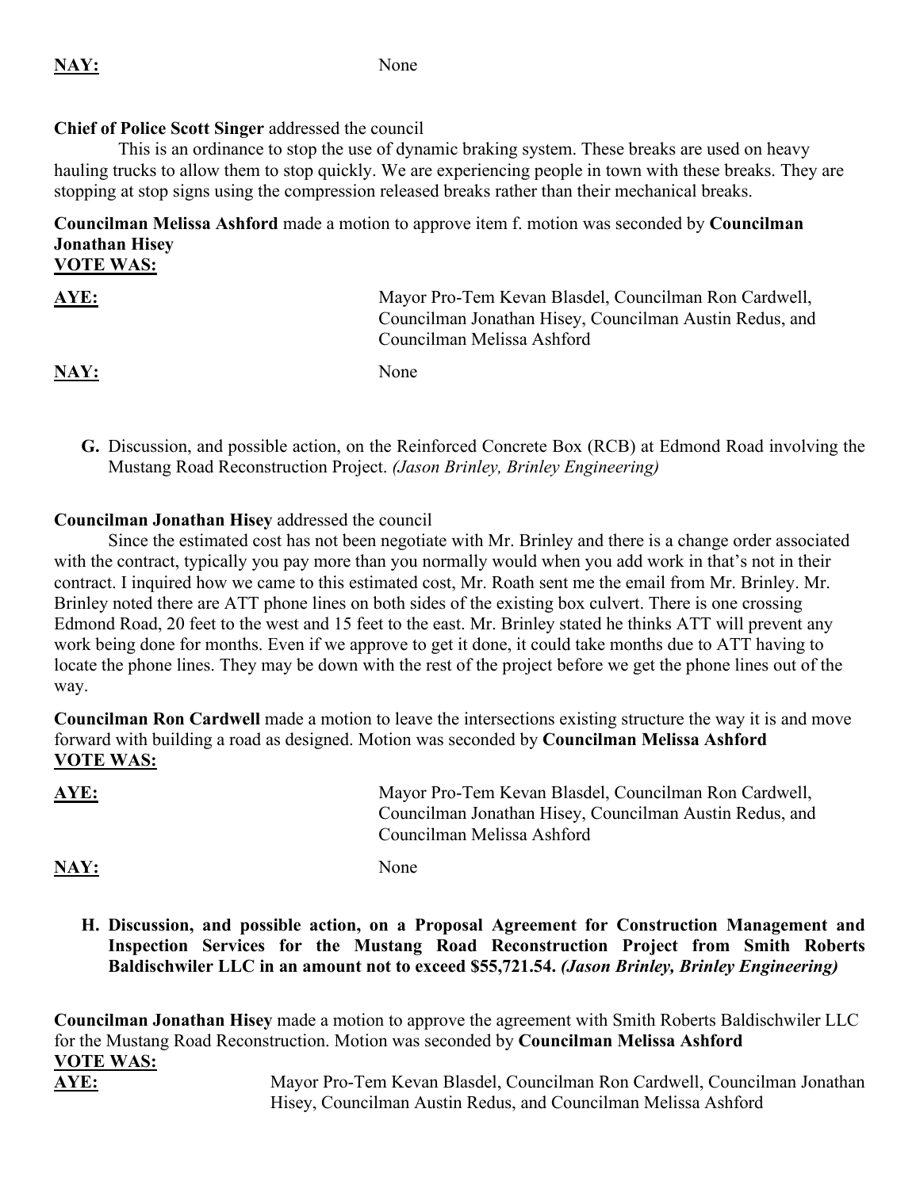**NAY:** None

**Chief of Police Scott Singer** addressed the council

This is an ordinance to stop the use of dynamic braking system. These breaks are used on heavy hauling trucks to allow them to stop quickly. We are experiencing people in town with these breaks. They are stopping at stop signs using the compression released breaks rather than their mechanical breaks.

**Councilman Melissa Ashford** made a motion to approve item f. motion was seconded by **Councilman Jonathan Hisey**

**VOTE WAS:**

**AYE:** Mayor Pro-Tem Kevan Blasdel, Councilman Ron Cardwell, Councilman Jonathan Hisey, Councilman Austin Redus, and Councilman Melissa Ashford

**NAY:** None

**G.** Discussion, and possible action, on the Reinforced Concrete Box (RCB) at Edmond Road involving the Mustang Road Reconstruction Project. *(Jason Brinley, Brinley Engineering)*

**Councilman Jonathan Hisey** addressed the council

Since the estimated cost has not been negotiate with Mr. Brinley and there is a change order associated with the contract, typically you pay more than you normally would when you add work in that's not in their contract. I inquired how we came to this estimated cost, Mr. Roath sent me the email from Mr. Brinley. Mr. Brinley noted there are ATT phone lines on both sides of the existing box culvert. There is one crossing Edmond Road, 20 feet to the west and 15 feet to the east. Mr. Brinley stated he thinks ATT will prevent any work being done for months. Even if we approve to get it done, it could take months due to ATT having to locate the phone lines. They may be down with the rest of the project before we get the phone lines out of the way.

**Councilman Ron Cardwell** made a motion to leave the intersections existing structure the way it is and move forward with building a road as designed. Motion was seconded by **Councilman Melissa Ashford**

**VOTE WAS:**

**AYE:** Mayor Pro-Tem Kevan Blasdel, Councilman Ron Cardwell, Councilman Jonathan Hisey, Councilman Austin Redus, and Councilman Melissa Ashford

**NAY:** None

**H. Discussion, and possible action, on a Proposal Agreement for Construction Management and Inspection Services for the Mustang Road Reconstruction Project from Smith Roberts Baldischwiler LLC in an amount not to exceed $55,721.54.** ***(Jason Brinley, Brinley Engineering)***

**Councilman Jonathan Hisey** made a motion to approve the agreement with Smith Roberts Baldischwiler LLC for the Mustang Road Reconstruction. Motion was seconded by **Councilman Melissa Ashford**

**VOTE WAS:**

**AYE:** Mayor Pro-Tem Kevan Blasdel, Councilman Ron Cardwell, Councilman Jonathan Hisey, Councilman Austin Redus, and Councilman Melissa Ashford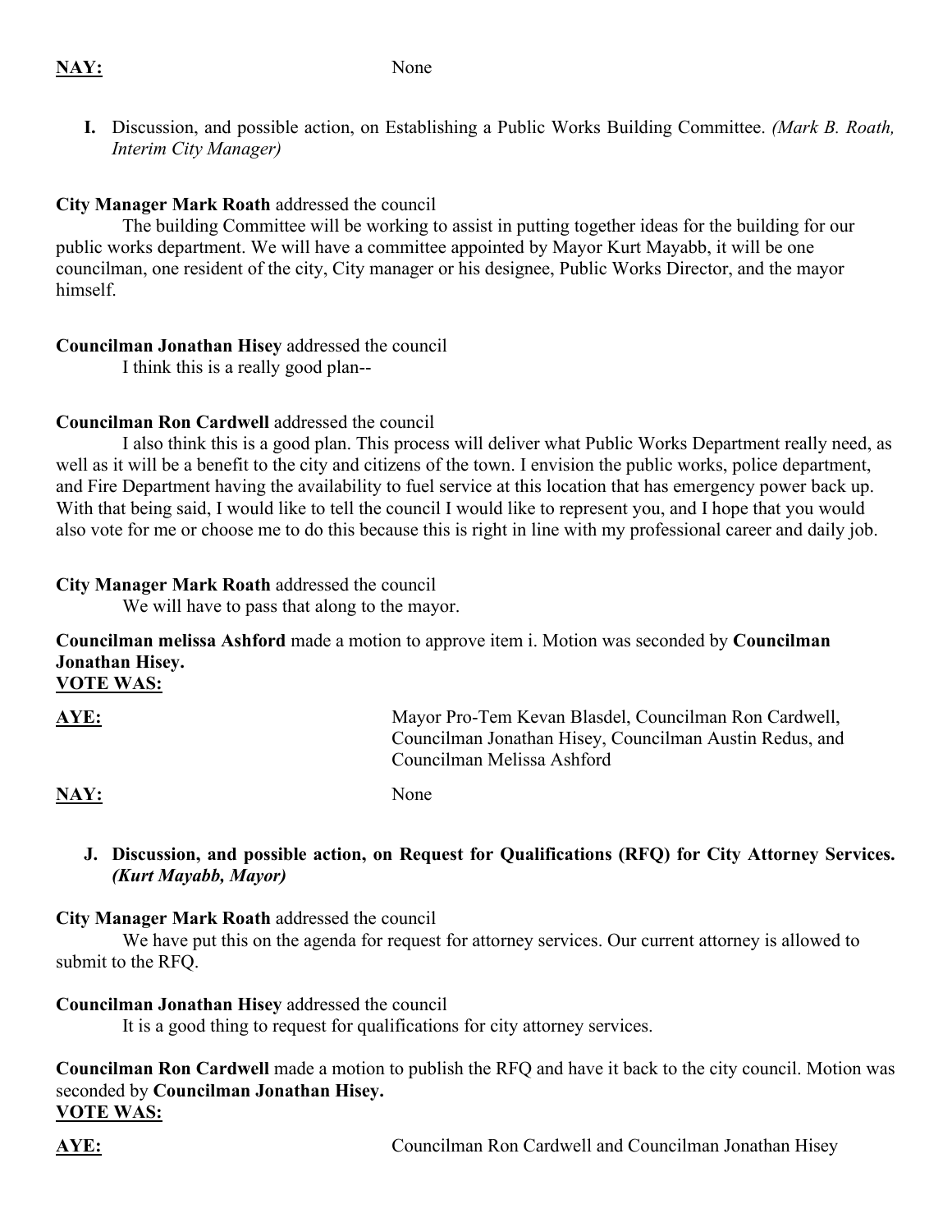**NAY:** None

**I.** Discussion, and possible action, on Establishing a Public Works Building Committee. *(Mark B. Roath, Interim City Manager)*

**City Manager Mark Roath** addressed the council

The building Committee will be working to assist in putting together ideas for the building for our public works department. We will have a committee appointed by Mayor Kurt Mayabb, it will be one councilman, one resident of the city, City manager or his designee, Public Works Director, and the mayor himself.

**Councilman Jonathan Hisey** addressed the council

I think this is a really good plan--

**Councilman Ron Cardwell** addressed the council

I also think this is a good plan. This process will deliver what Public Works Department really need, as well as it will be a benefit to the city and citizens of the town. I envision the public works, police department, and Fire Department having the availability to fuel service at this location that has emergency power back up. With that being said, I would like to tell the council I would like to represent you, and I hope that you would also vote for me or choose me to do this because this is right in line with my professional career and daily job.

**City Manager Mark Roath** addressed the council

We will have to pass that along to the mayor.

**Councilman melissa Ashford** made a motion to approve item i. Motion was seconded by **Councilman Jonathan Hisey.**

**VOTE WAS:**

**AYE:** Mayor Pro-Tem Kevan Blasdel, Councilman Ron Cardwell, Councilman Jonathan Hisey, Councilman Austin Redus, and Councilman Melissa Ashford

**NAY:** None

**J. Discussion, and possible action, on Request for Qualifications (RFQ) for City Attorney Services.** ***(Kurt Mayabb, Mayor)***

**City Manager Mark Roath** addressed the council

We have put this on the agenda for request for attorney services. Our current attorney is allowed to submit to the RFQ.

**Councilman Jonathan Hisey** addressed the council

It is a good thing to request for qualifications for city attorney services.

**Councilman Ron Cardwell** made a motion to publish the RFQ and have it back to the city council. Motion was seconded by **Councilman Jonathan Hisey.**

**VOTE WAS:**

**AYE:** Councilman Ron Cardwell and Councilman Jonathan Hisey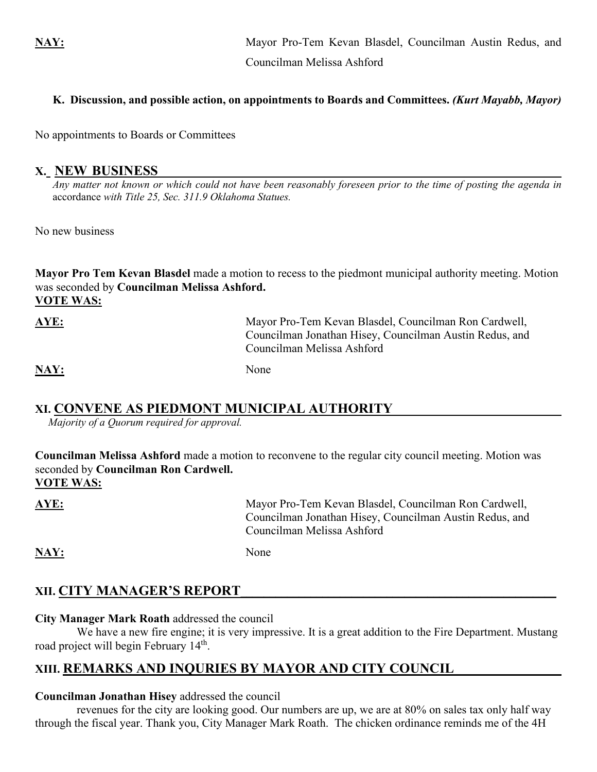**NAY:** Mayor Pro-Tem Kevan Blasdel, Councilman Austin Redus, and Councilman Melissa Ashford

**K. Discussion, and possible action, on appointments to Boards and Committees.** ***(Kurt Mayabb, Mayor)***

No appointments to Boards or Committees

## X. NEW BUSINESS

*Any matter not known or which could not have been reasonably foreseen prior to the time of posting the agenda in* accordance *with Title 25, Sec. 311.9 Oklahoma Statues.*

No new business

**Mayor Pro Tem Kevan Blasdel** made a motion to recess to the piedmont municipal authority meeting. Motion was seconded by **Councilman Melissa Ashford.**

**VOTE WAS:**

**AYE:** Mayor Pro-Tem Kevan Blasdel, Councilman Ron Cardwell, Councilman Jonathan Hisey, Councilman Austin Redus, and Councilman Melissa Ashford

**NAY:** None

## XI. CONVENE AS PIEDMONT MUNICIPAL AUTHORITY

*Majority of a Quorum required for approval.*

**Councilman Melissa Ashford** made a motion to reconvene to the regular city council meeting. Motion was seconded by **Councilman Ron Cardwell.**

**VOTE WAS:**

**AYE:** Mayor Pro-Tem Kevan Blasdel, Councilman Ron Cardwell, Councilman Jonathan Hisey, Councilman Austin Redus, and Councilman Melissa Ashford

**NAY:** None

## XII. CITY MANAGER'S REPORT

**City Manager Mark Roath** addressed the council

We have a new fire engine; it is very impressive. It is a great addition to the Fire Department. Mustang road project will begin February 14th.

## XIII. REMARKS AND INQURIES BY MAYOR AND CITY COUNCIL

**Councilman Jonathan Hisey** addressed the council

revenues for the city are looking good. Our numbers are up, we are at 80% on sales tax only half way through the fiscal year. Thank you, City Manager Mark Roath. The chicken ordinance reminds me of the 4H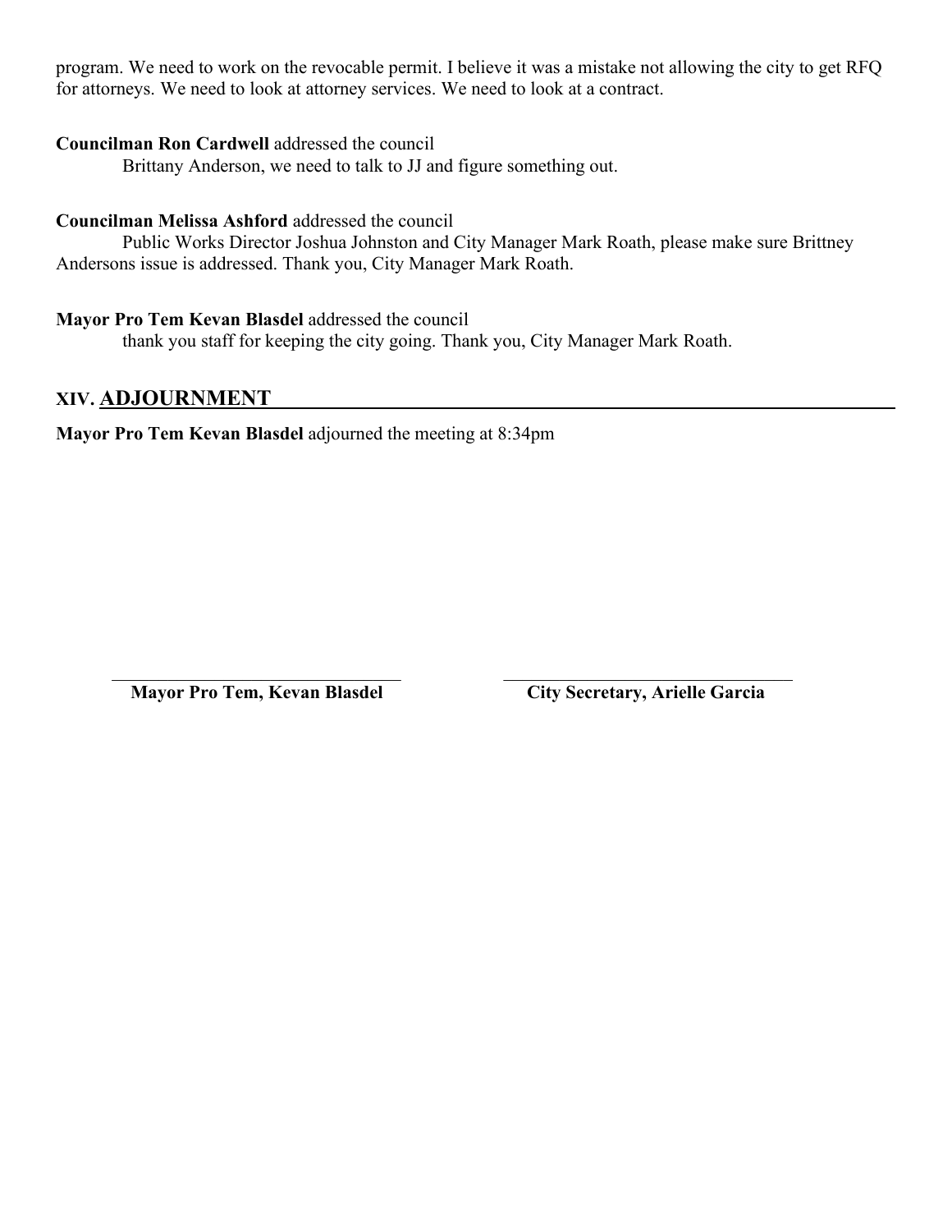program. We need to work on the revocable permit. I believe it was a mistake not allowing the city to get RFQ for attorneys. We need to look at attorney services. We need to look at a contract.

**Councilman Ron Cardwell** addressed the council

Brittany Anderson, we need to talk to JJ and figure something out.

**Councilman Melissa Ashford** addressed the council

Public Works Director Joshua Johnston and City Manager Mark Roath, please make sure Brittney Andersons issue is addressed. Thank you, City Manager Mark Roath.

**Mayor Pro Tem Kevan Blasdel** addressed the council

thank you staff for keeping the city going. Thank you, City Manager Mark Roath.

## XIV. ADJOURNMENT

**Mayor Pro Tem Kevan Blasdel** adjourned the meeting at 8:34pm

| | |
|---|---|
| **Mayor Pro Tem, Kevan Blasdel** | **City Secretary, Arielle Garcia** |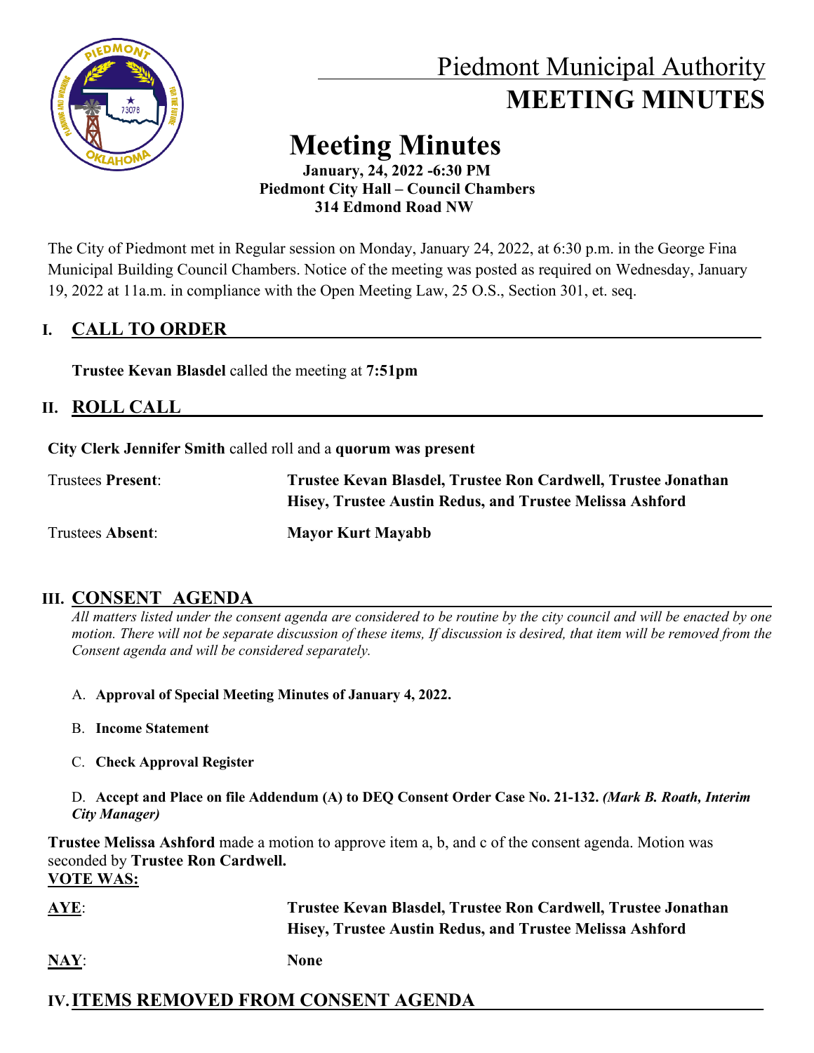# Piedmont Municipal Authority
# MEETING MINUTES

# Meeting Minutes

**January, 24, 2022 -6:30 PM**
**Piedmont City Hall – Council Chambers**
**314 Edmond Road NW**

The City of Piedmont met in Regular session on Monday, January 24, 2022, at 6:30 p.m. in the George Fina Municipal Building Council Chambers. Notice of the meeting was posted as required on Wednesday, January 19, 2022 at 11a.m. in compliance with the Open Meeting Law, 25 O.S., Section 301, et. seq.

## I. CALL TO ORDER

**Trustee Kevan Blasdel** called the meeting at **7:51pm**

## II. ROLL CALL

**City Clerk Jennifer Smith** called roll and a **quorum was present**

Trustees **Present**: **Trustee Kevan Blasdel, Trustee Ron Cardwell, Trustee Jonathan Hisey, Trustee Austin Redus, and Trustee Melissa Ashford**

Trustees **Absent**: **Mayor Kurt Mayabb**

## III. CONSENT AGENDA

*All matters listed under the consent agenda are considered to be routine by the city council and will be enacted by one motion. There will not be separate discussion of these items, If discussion is desired, that item will be removed from the Consent agenda and will be considered separately.*

A. **Approval of Special Meeting Minutes of January 4, 2022.**

B. **Income Statement**

C. **Check Approval Register**

D. **Accept and Place on file Addendum (A) to DEQ Consent Order Case No. 21-132.** ***(Mark B. Roath, Interim City Manager)***

**Trustee Melissa Ashford** made a motion to approve item a, b, and c of the consent agenda. Motion was seconded by **Trustee Ron Cardwell.**

**VOTE WAS:**

**AYE**: **Trustee Kevan Blasdel, Trustee Ron Cardwell, Trustee Jonathan Hisey, Trustee Austin Redus, and Trustee Melissa Ashford**

**NAY**: **None**

## IV. ITEMS REMOVED FROM CONSENT AGENDA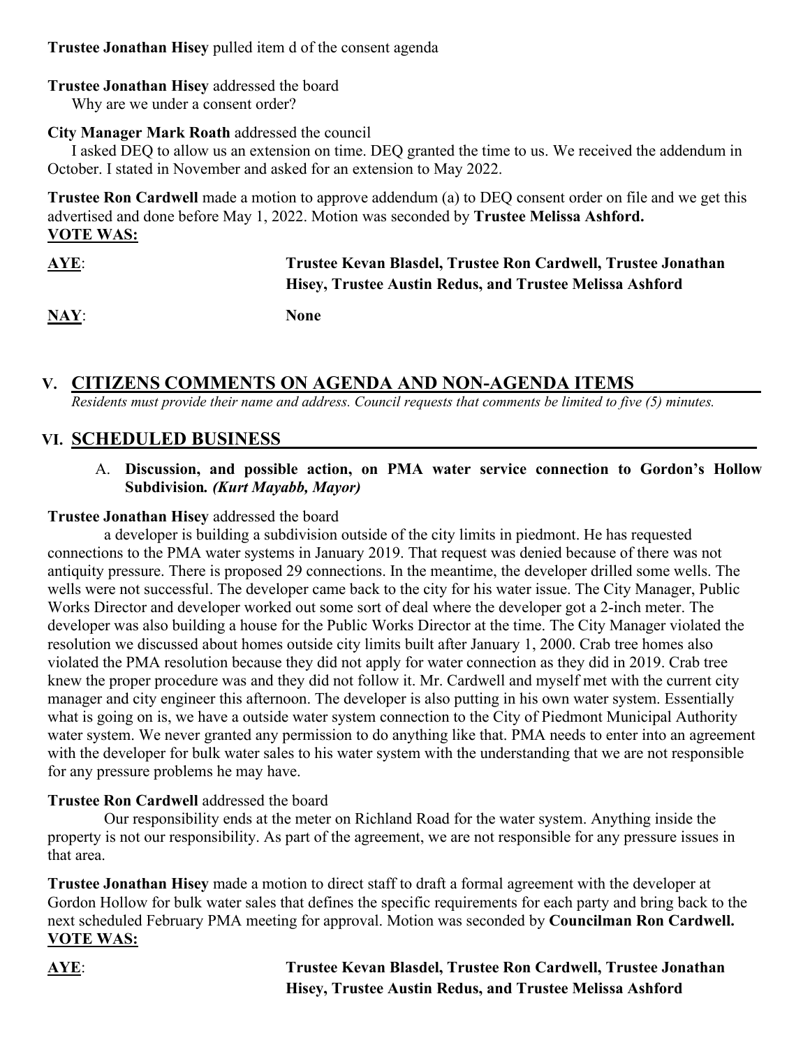**Trustee Jonathan Hisey** pulled item d of the consent agenda

**Trustee Jonathan Hisey** addressed the board
Why are we under a consent order?

**City Manager Mark Roath** addressed the council
I asked DEQ to allow us an extension on time. DEQ granted the time to us. We received the addendum in October. I stated in November and asked for an extension to May 2022.

**Trustee Ron Cardwell** made a motion to approve addendum (a) to DEQ consent order on file and we get this advertised and done before May 1, 2022. Motion was seconded by **Trustee Melissa Ashford.**

**VOTE WAS:**

**AYE**: **Trustee Kevan Blasdel, Trustee Ron Cardwell, Trustee Jonathan Hisey, Trustee Austin Redus, and Trustee Melissa Ashford**

**NAY**: **None**

## V. CITIZENS COMMENTS ON AGENDA AND NON-AGENDA ITEMS

*Residents must provide their name and address. Council requests that comments be limited to five (5) minutes.*

## VI. SCHEDULED BUSINESS

A. **Discussion, and possible action, on PMA water service connection to Gordon's Hollow Subdivision*. (Kurt Mayabb, Mayor)***

**Trustee Jonathan Hisey** addressed the board
a developer is building a subdivision outside of the city limits in piedmont. He has requested connections to the PMA water systems in January 2019. That request was denied because of there was not antiquity pressure. There is proposed 29 connections. In the meantime, the developer drilled some wells. The wells were not successful. The developer came back to the city for his water issue. The City Manager, Public Works Director and developer worked out some sort of deal where the developer got a 2-inch meter. The developer was also building a house for the Public Works Director at the time. The City Manager violated the resolution we discussed about homes outside city limits built after January 1, 2000. Crab tree homes also violated the PMA resolution because they did not apply for water connection as they did in 2019. Crab tree knew the proper procedure was and they did not follow it. Mr. Cardwell and myself met with the current city manager and city engineer this afternoon. The developer is also putting in his own water system. Essentially what is going on is, we have a outside water system connection to the City of Piedmont Municipal Authority water system. We never granted any permission to do anything like that. PMA needs to enter into an agreement with the developer for bulk water sales to his water system with the understanding that we are not responsible for any pressure problems he may have.

**Trustee Ron Cardwell** addressed the board
Our responsibility ends at the meter on Richland Road for the water system. Anything inside the property is not our responsibility. As part of the agreement, we are not responsible for any pressure issues in that area.

**Trustee Jonathan Hisey** made a motion to direct staff to draft a formal agreement with the developer at Gordon Hollow for bulk water sales that defines the specific requirements for each party and bring back to the next scheduled February PMA meeting for approval. Motion was seconded by **Councilman Ron Cardwell.**

**VOTE WAS:**

**AYE**: **Trustee Kevan Blasdel, Trustee Ron Cardwell, Trustee Jonathan Hisey, Trustee Austin Redus, and Trustee Melissa Ashford**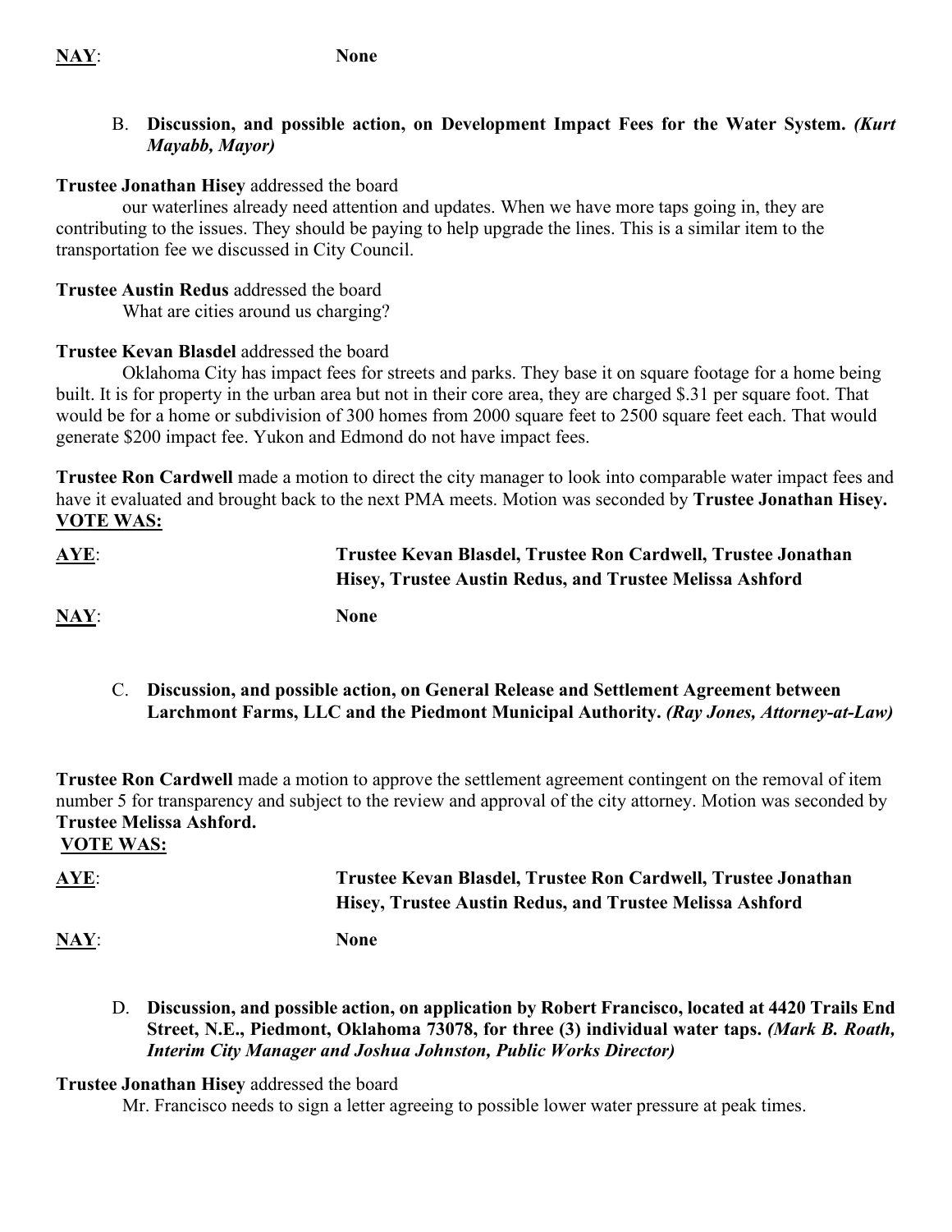**NAY**: **None**

B. **Discussion, and possible action, on Development Impact Fees for the Water System.** ***(Kurt Mayabb, Mayor)***

**Trustee Jonathan Hisey** addressed the board

our waterlines already need attention and updates. When we have more taps going in, they are contributing to the issues. They should be paying to help upgrade the lines. This is a similar item to the transportation fee we discussed in City Council.

**Trustee Austin Redus** addressed the board

What are cities around us charging?

**Trustee Kevan Blasdel** addressed the board

Oklahoma City has impact fees for streets and parks. They base it on square footage for a home being built. It is for property in the urban area but not in their core area, they are charged $.31 per square foot. That would be for a home or subdivision of 300 homes from 2000 square feet to 2500 square feet each. That would generate $200 impact fee. Yukon and Edmond do not have impact fees.

**Trustee Ron Cardwell** made a motion to direct the city manager to look into comparable water impact fees and have it evaluated and brought back to the next PMA meets. Motion was seconded by **Trustee Jonathan Hisey.**

**VOTE WAS:**

**AYE**: **Trustee Kevan Blasdel, Trustee Ron Cardwell, Trustee Jonathan Hisey, Trustee Austin Redus, and Trustee Melissa Ashford**

**NAY**: **None**

C. **Discussion, and possible action, on General Release and Settlement Agreement between Larchmont Farms, LLC and the Piedmont Municipal Authority.** ***(Ray Jones, Attorney-at-Law)***

**Trustee Ron Cardwell** made a motion to approve the settlement agreement contingent on the removal of item number 5 for transparency and subject to the review and approval of the city attorney. Motion was seconded by **Trustee Melissa Ashford.**

**VOTE WAS:**

**AYE**: **Trustee Kevan Blasdel, Trustee Ron Cardwell, Trustee Jonathan Hisey, Trustee Austin Redus, and Trustee Melissa Ashford**

**NAY**: **None**

D. **Discussion, and possible action, on application by Robert Francisco, located at 4420 Trails End Street, N.E., Piedmont, Oklahoma 73078, for three (3) individual water taps.** ***(Mark B. Roath, Interim City Manager and Joshua Johnston, Public Works Director)***

**Trustee Jonathan Hisey** addressed the board

Mr. Francisco needs to sign a letter agreeing to possible lower water pressure at peak times.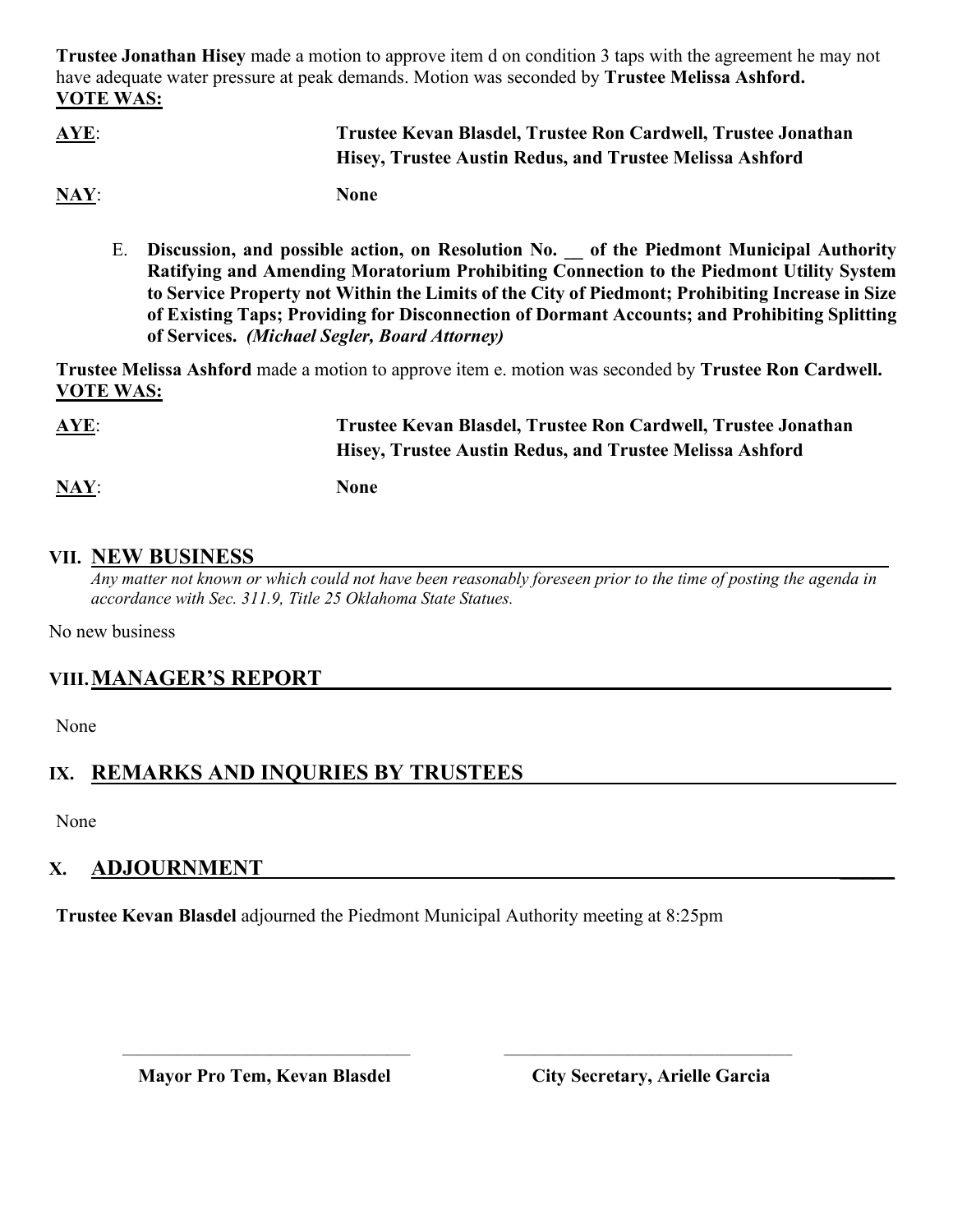**Trustee Jonathan Hisey** made a motion to approve item d on condition 3 taps with the agreement he may not have adequate water pressure at peak demands. Motion was seconded by **Trustee Melissa Ashford.**

**VOTE WAS:**

**AYE**: **Trustee Kevan Blasdel, Trustee Ron Cardwell, Trustee Jonathan Hisey, Trustee Austin Redus, and Trustee Melissa Ashford**

**NAY**: **None**

E. **Discussion, and possible action, on Resolution No. __ of the Piedmont Municipal Authority Ratifying and Amending Moratorium Prohibiting Connection to the Piedmont Utility System to Service Property not Within the Limits of the City of Piedmont; Prohibiting Increase in Size of Existing Taps; Providing for Disconnection of Dormant Accounts; and Prohibiting Splitting of Services.** ***(Michael Segler, Board Attorney)***

**Trustee Melissa Ashford** made a motion to approve item e. motion was seconded by **Trustee Ron Cardwell.**

**VOTE WAS:**

**AYE**: **Trustee Kevan Blasdel, Trustee Ron Cardwell, Trustee Jonathan Hisey, Trustee Austin Redus, and Trustee Melissa Ashford**

**NAY**: **None**

## VII. NEW BUSINESS

*Any matter not known or which could not have been reasonably foreseen prior to the time of posting the agenda in accordance with Sec. 311.9, Title 25 Oklahoma State Statues.*

No new business

## VIII. MANAGER'S REPORT

None

## IX. REMARKS AND INQURIES BY TRUSTEES

None

## X. ADJOURNMENT

**Trustee Kevan Blasdel** adjourned the Piedmont Municipal Authority meeting at 8:25pm

**Mayor Pro Tem, Kevan Blasdel**

**City Secretary, Arielle Garcia**